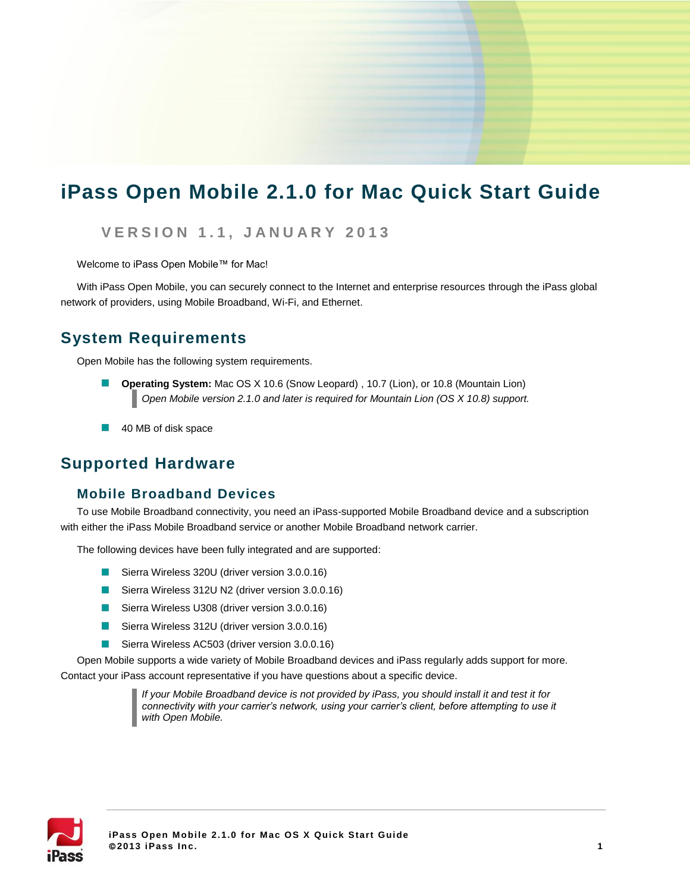# iPass Open Mobile 2.1.0 for Mac Quick Start Guide

VERSION 1.1, JANUARY 2013

Welcome to iPass Open Mobile™ for Mac!

With iPass Open Mobile, you can securely connect to the Internet and enterprise resources through the iPass global network of providers, using Mobile Broadband, Wi-Fi, and Ethernet.

## System Requirements

Open Mobile has the following system requirements.

- **Operating System:** Mac OS X 10.6 (Snow Leopard) , 10.7 (Lion), or 10.8 (Mountain Lion)

  > *Open Mobile version 2.1.0 and later is required for Mountain Lion (OS X 10.8) support.*

- 40 MB of disk space

## Supported Hardware

### Mobile Broadband Devices

To use Mobile Broadband connectivity, you need an iPass-supported Mobile Broadband device and a subscription with either the iPass Mobile Broadband service or another Mobile Broadband network carrier.

The following devices have been fully integrated and are supported:

- Sierra Wireless 320U (driver version 3.0.0.16)
- Sierra Wireless 312U N2 (driver version 3.0.0.16)
- Sierra Wireless U308 (driver version 3.0.0.16)
- Sierra Wireless 312U (driver version 3.0.0.16)
- Sierra Wireless AC503 (driver version 3.0.0.16)

Open Mobile supports a wide variety of Mobile Broadband devices and iPass regularly adds support for more. Contact your iPass account representative if you have questions about a specific device.

> *If your Mobile Broadband device is not provided by iPass, you should install it and test it for connectivity with your carrier's network, using your carrier's client, before attempting to use it with Open Mobile.*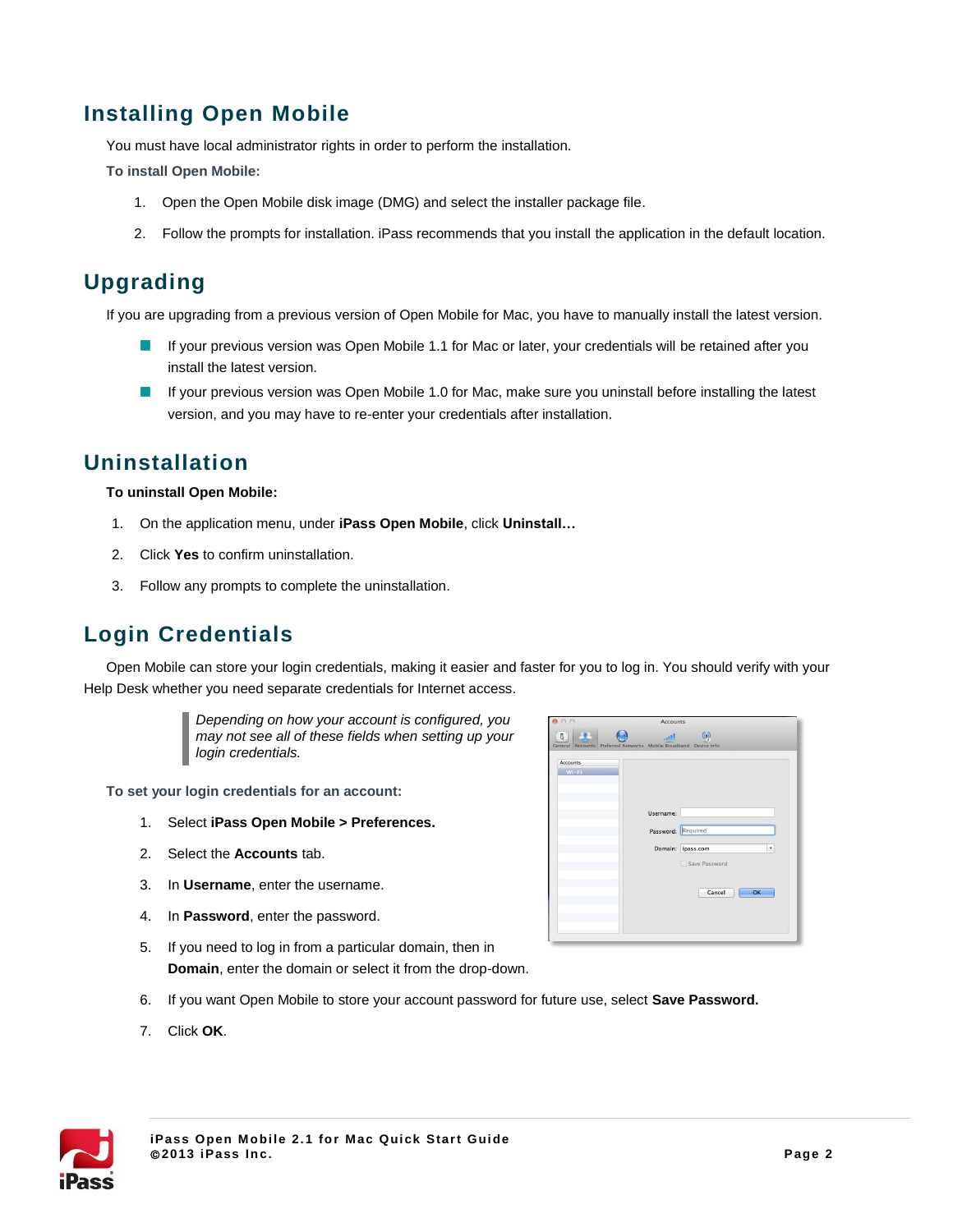## Installing Open Mobile

You must have local administrator rights in order to perform the installation.

**To install Open Mobile:**

1. Open the Open Mobile disk image (DMG) and select the installer package file.
2. Follow the prompts for installation. iPass recommends that you install the application in the default location.

## Upgrading

If you are upgrading from a previous version of Open Mobile for Mac, you have to manually install the latest version.

- If your previous version was Open Mobile 1.1 for Mac or later, your credentials will be retained after you install the latest version.
- If your previous version was Open Mobile 1.0 for Mac, make sure you uninstall before installing the latest version, and you may have to re-enter your credentials after installation.

## Uninstallation

**To uninstall Open Mobile:**

1. On the application menu, under **iPass Open Mobile**, click **Uninstall…**
2. Click **Yes** to confirm uninstallation.
3. Follow any prompts to complete the uninstallation.

## Login Credentials

Open Mobile can store your login credentials, making it easier and faster for you to log in. You should verify with your Help Desk whether you need separate credentials for Internet access.

> *Depending on how your account is configured, you may not see all of these fields when setting up your login credentials.*

**To set your login credentials for an account:**

1. Select **iPass Open Mobile > Preferences.**
2. Select the **Accounts** tab.
3. In **Username**, enter the username.
4. In **Password**, enter the password.
5. If you need to log in from a particular domain, then in **Domain**, enter the domain or select it from the drop-down.
6. If you want Open Mobile to store your account password for future use, select **Save Password.**
7. Click **OK**.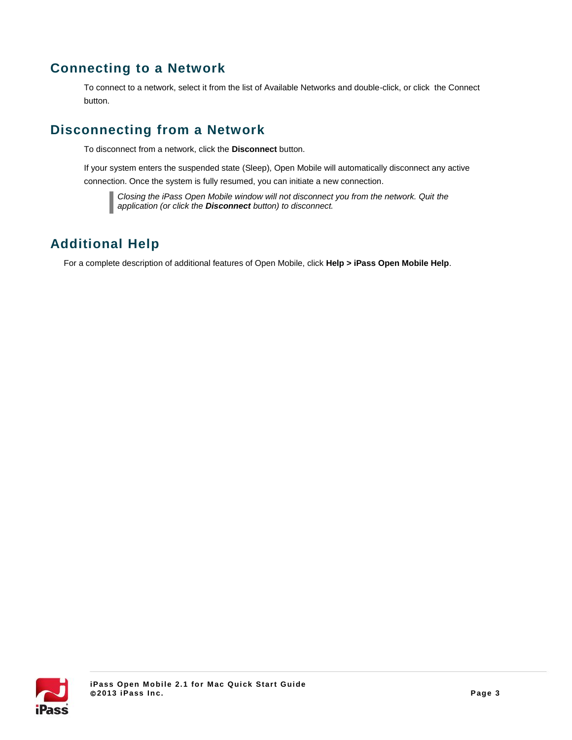## Connecting to a Network

To connect to a network, select it from the list of Available Networks and double-click, or click the Connect button.

## Disconnecting from a Network

To disconnect from a network, click the **Disconnect** button.

If your system enters the suspended state (Sleep), Open Mobile will automatically disconnect any active connection. Once the system is fully resumed, you can initiate a new connection.

> *Closing the iPass Open Mobile window will not disconnect you from the network. Quit the application (or click the **Disconnect** button) to disconnect.*

## Additional Help

For a complete description of additional features of Open Mobile, click **Help > iPass Open Mobile Help**.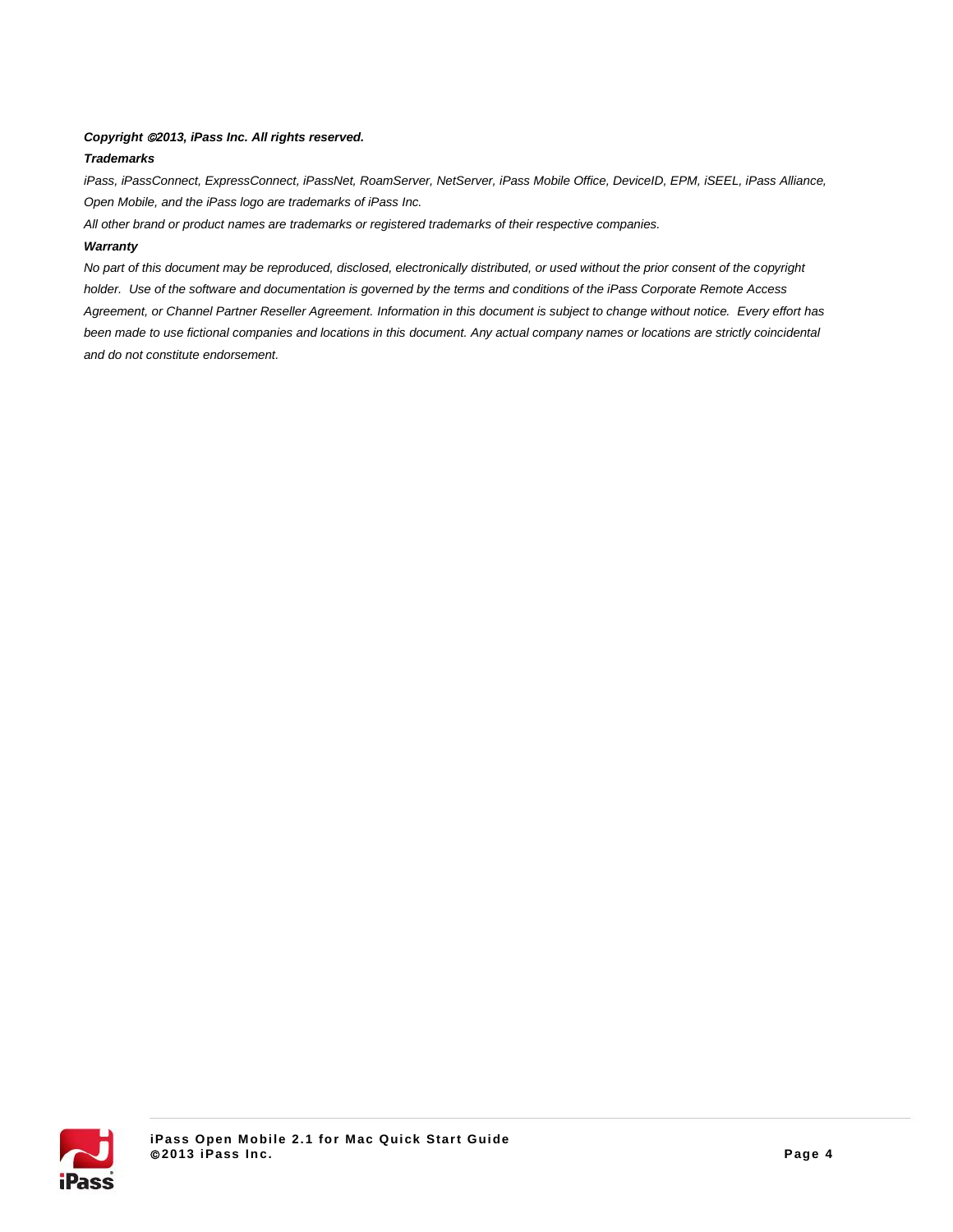***Copyright ©2013, iPass Inc. All rights reserved.***

***Trademarks***

*iPass, iPassConnect, ExpressConnect, iPassNet, RoamServer, NetServer, iPass Mobile Office, DeviceID, EPM, iSEEL, iPass Alliance, Open Mobile, and the iPass logo are trademarks of iPass Inc.*

*All other brand or product names are trademarks or registered trademarks of their respective companies.*

***Warranty***

*No part of this document may be reproduced, disclosed, electronically distributed, or used without the prior consent of the copyright holder. Use of the software and documentation is governed by the terms and conditions of the iPass Corporate Remote Access Agreement, or Channel Partner Reseller Agreement. Information in this document is subject to change without notice. Every effort has been made to use fictional companies and locations in this document. Any actual company names or locations are strictly coincidental and do not constitute endorsement.*